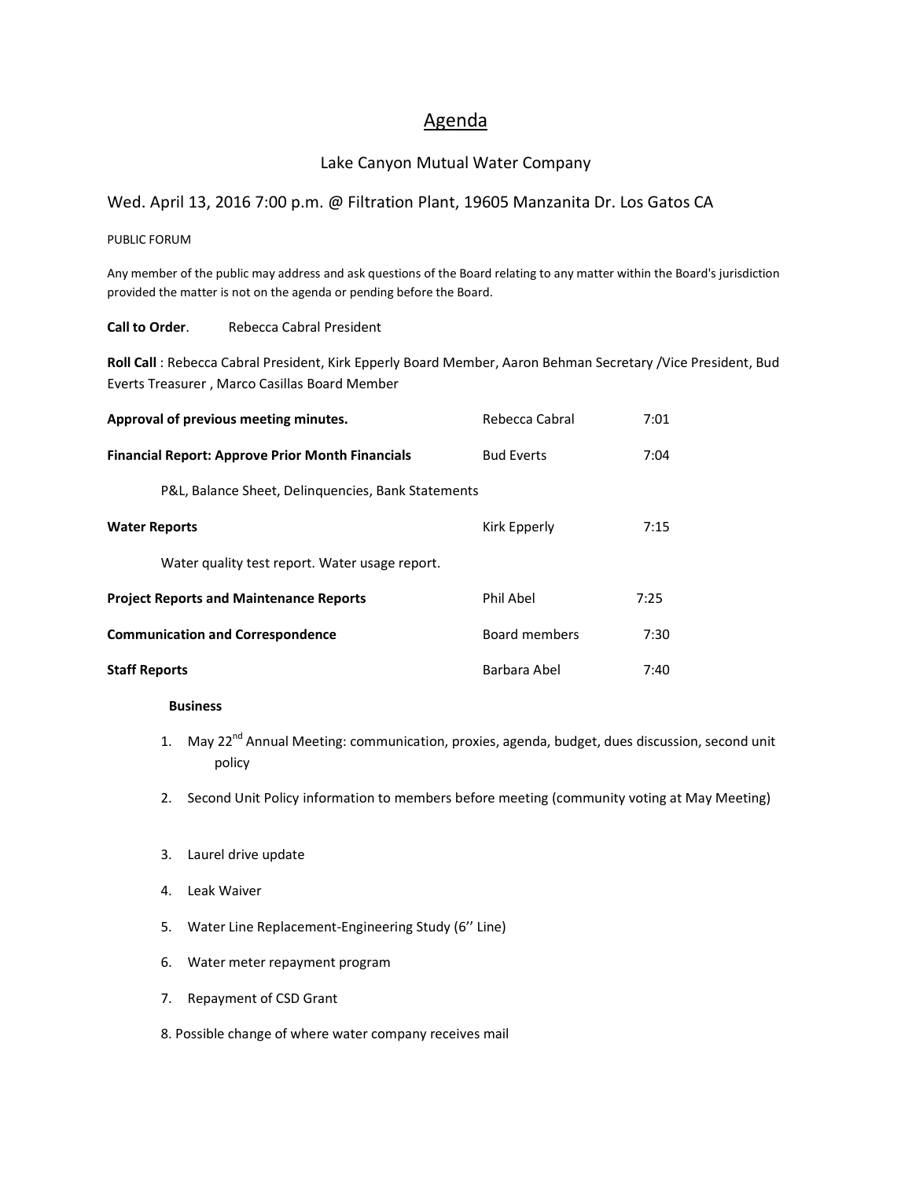# Agenda

## Lake Canyon Mutual Water Company

### Wed. April 13, 2016 7:00 p.m. @ Filtration Plant, 19605 Manzanita Dr. Los Gatos CA

PUBLIC FORUM

Any member of the public may address and ask questions of the Board relating to any matter within the Board's jurisdiction provided the matter is not on the agenda or pending before the Board.

**Call to Order**. Rebecca Cabral President

**Roll Call** : Rebecca Cabral President, Kirk Epperly Board Member, Aaron Behman Secretary /Vice President, Bud Everts Treasurer , Marco Casillas Board Member

| | | |
|---|---|---|
| **Approval of previous meeting minutes.** | Rebecca Cabral | 7:01 |
| **Financial Report: Approve Prior Month Financials** | Bud Everts | 7:04 |
| P&L, Balance Sheet, Delinquencies, Bank Statements | | |
| **Water Reports** | Kirk Epperly | 7:15 |
| Water quality test report. Water usage report. | | |
| **Project Reports and Maintenance Reports** | Phil Abel | 7:25 |
| **Communication and Correspondence** | Board members | 7:30 |
| **Staff Reports** | Barbara Abel | 7:40 |

**Business**

1. May 22nd Annual Meeting: communication, proxies, agenda, budget, dues discussion, second unit policy
2. Second Unit Policy information to members before meeting (community voting at May Meeting)
3. Laurel drive update
4. Leak Waiver
5. Water Line Replacement-Engineering Study (6'' Line)
6. Water meter repayment program
7. Repayment of CSD Grant
8. Possible change of where water company receives mail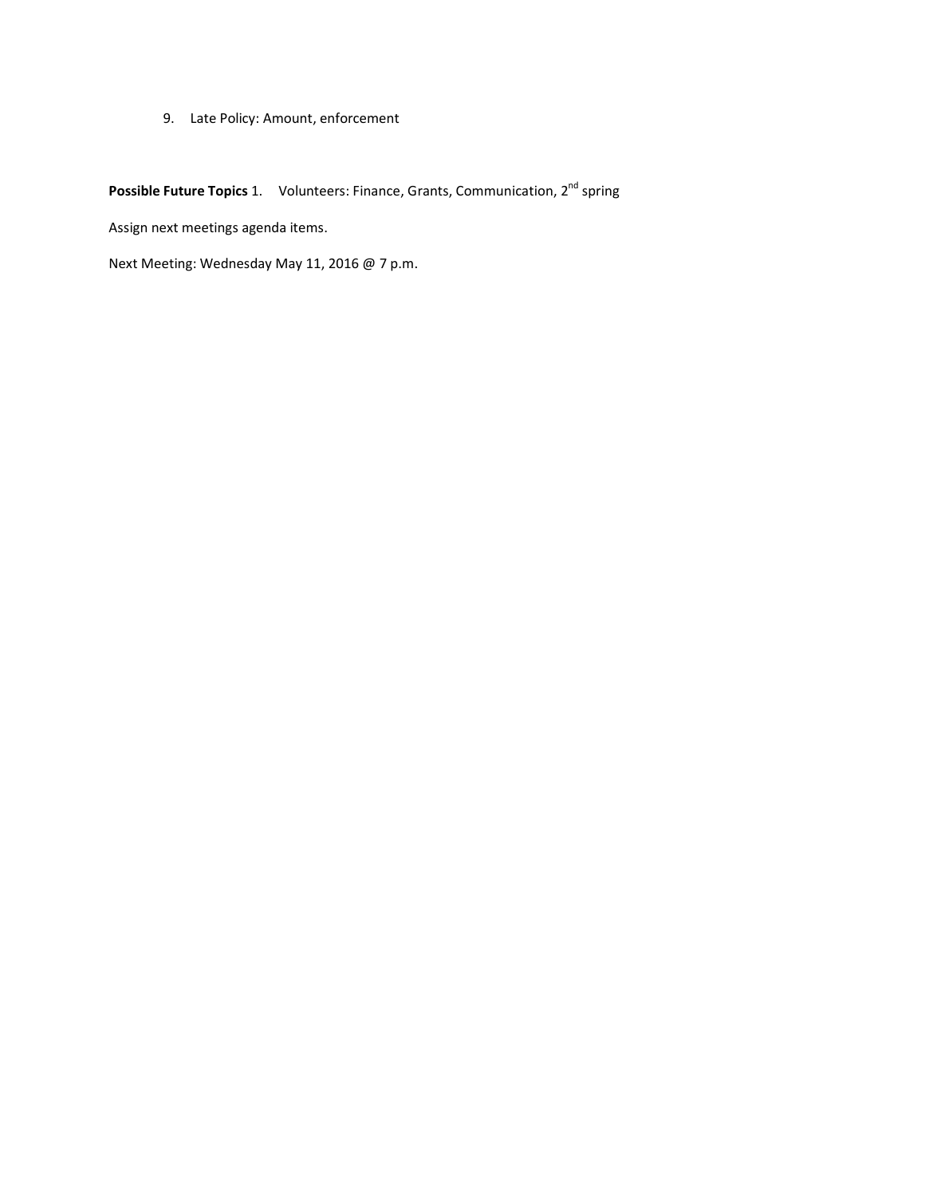9. Late Policy: Amount, enforcement

**Possible Future Topics** 1. Volunteers: Finance, Grants, Communication, 2nd spring

Assign next meetings agenda items.

Next Meeting: Wednesday May 11, 2016 @ 7 p.m.